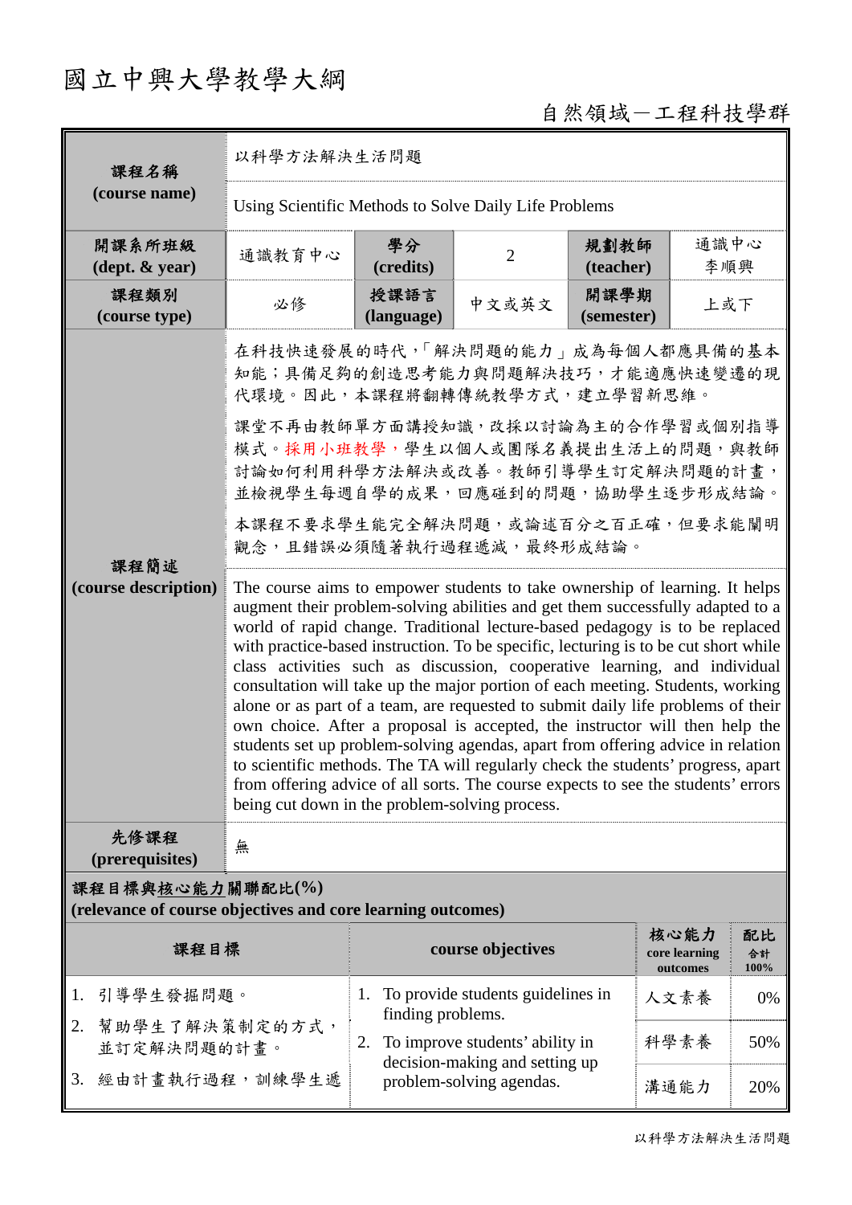# 國立中興大學教學大綱

自然領域－工程科技學群

| 課程名稱 (course name) | 以科學方法解決生活問題 | | | | |
|---|---|---|---|---|---|
| | Using Scientific Methods to Solve Daily Life Problems | | | | |
| 開課系所班級 (dept. & year) | 通識教育中心 | 學分 (credits) | 2 | 規劃教師 (teacher) | 通識中心 李順興 |
| 課程類別 (course type) | 必修 | 授課語言 (language) | 中文或英文 | 開課學期 (semester) | 上或下 |
| 課程簡述 (course description) | 在科技快速發展的時代，「解決問題的能力」成為每個人都應具備的基本知能；具備足夠的創造思考能力與問題解決技巧，才能適應快速變遷的現代環境。因此，本課程將翻轉傳統教學方式，建立學習新思維。<br><br>課堂不再由教師單方面講授知識，改採以討論為主的合作學習或個別指導模式。採用小班教學，學生以個人或團隊名義提出生活上的問題，與教師討論如何利用科學方法解決或改善。教師引導學生訂定解決問題的計畫，並檢視學生每週自學的成果，回應碰到的問題，協助學生逐步形成結論。<br><br>本課程不要求學生能完全解決問題，或論述百分之百正確，但要求能闡明觀念，且錯誤必須隨著執行過程遞減，最終形成結論。 | | | | |
| | The course aims to empower students to take ownership of learning. It helps augment their problem-solving abilities and get them successfully adapted to a world of rapid change. Traditional lecture-based pedagogy is to be replaced with practice-based instruction. To be specific, lecturing is to be cut short while class activities such as discussion, cooperative learning, and individual consultation will take up the major portion of each meeting. Students, working alone or as part of a team, are requested to submit daily life problems of their own choice. After a proposal is accepted, the instructor will then help the students set up problem-solving agendas, apart from offering advice in relation to scientific methods. The TA will regularly check the students' progress, apart from offering advice of all sorts. The course expects to see the students' errors being cut down in the problem-solving process. | | | | |
| 先修課程 (prerequisites) | 無 | | | | |

**課程目標與核心能力關聯配比(%)**
**(relevance of course objectives and core learning outcomes)**

| 課程目標 | course objectives | 核心能力 core learning outcomes | 配比 合計100% |
|---|---|---|---|
| 1. 引導學生發掘問題。<br>2. 幫助學生了解決策制定的方式，並訂定解決問題的計畫。<br>3. 經由計畫執行過程，訓練學生遞 | 1. To provide students guidelines in finding problems.<br>2. To improve students' ability in decision-making and setting up problem-solving agendas. | 人文素養 | 0% |
| | | 科學素養 | 50% |
| | | 溝通能力 | 20% |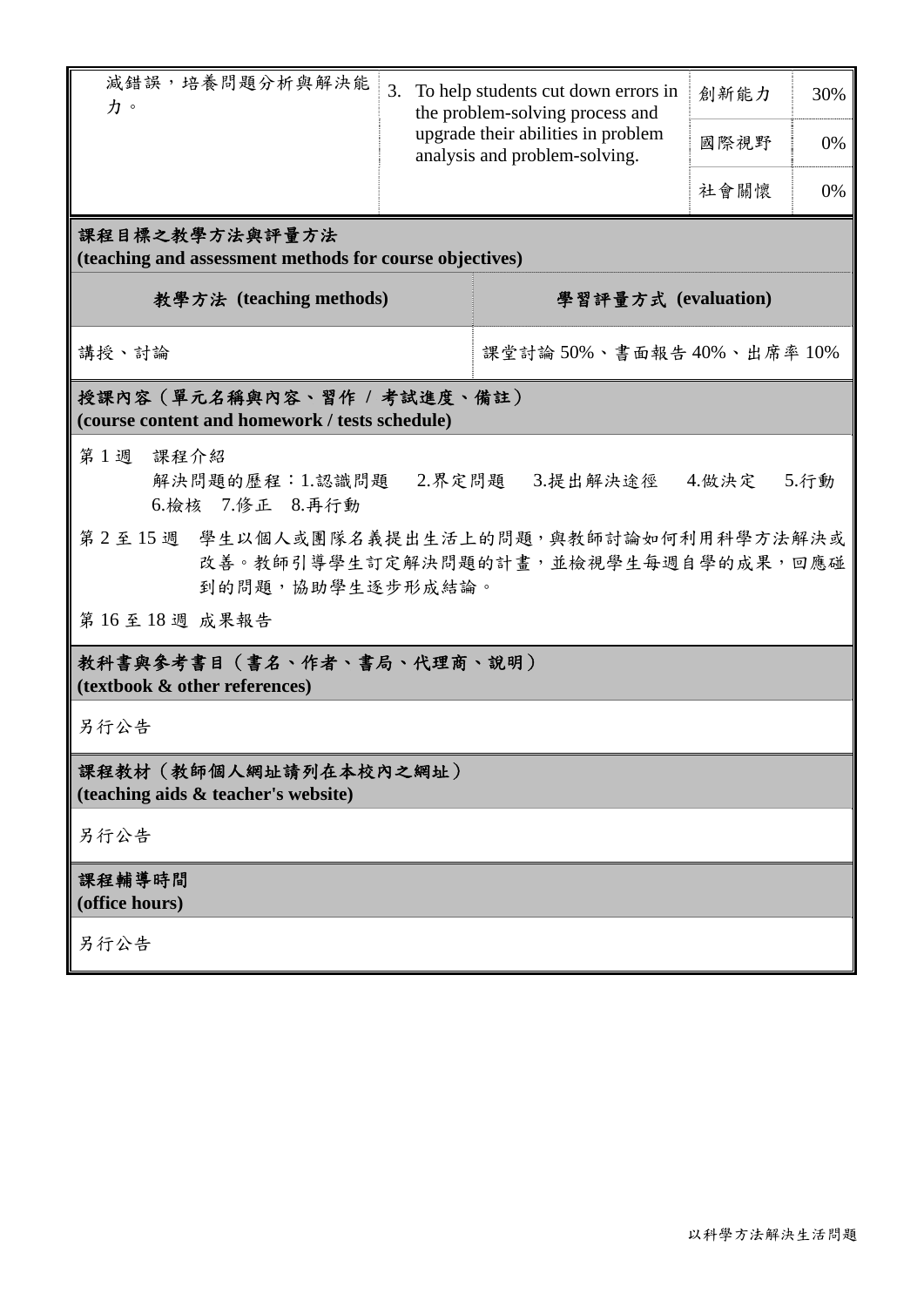| | | | |
|---|---|---|---|
| 減錯誤，培養問題分析與解決能力。 | 3. To help students cut down errors in the problem-solving process and upgrade their abilities in problem analysis and problem-solving. | 創新能力 | 30% |
| | | 國際視野 | 0% |
| | | 社會關懷 | 0% |

**課程目標之教學方法與評量方法**
**(teaching and assessment methods for course objectives)**

| 教學方法 (teaching methods) | 學習評量方式 (evaluation) |
|---|---|
| 講授、討論 | 課堂討論 50%、書面報告 40%、出席率 10% |

**授課內容（單元名稱與內容、習作 / 考試進度、備註）**
**(course content and homework / tests schedule)**

第 1 週　課程介紹
解決問題的歷程：1.認識問題　2.界定問題　3.提出解決途徑　4.做決定　5.行動　6.檢核　7.修正　8.再行動

第 2 至 15 週　學生以個人或團隊名義提出生活上的問題，與教師討論如何利用科學方法解決或改善。教師引導學生訂定解決問題的計畫，並檢視學生每週自學的成果，回應碰到的問題，協助學生逐步形成結論。

第 16 至 18 週 成果報告

**教科書與參考書目（書名、作者、書局、代理商、說明）**
**(textbook & other references)**

另行公告

**課程教材（教師個人網址請列在本校內之網址）**
**(teaching aids & teacher's website)**

另行公告

**課程輔導時間**
**(office hours)**

另行公告